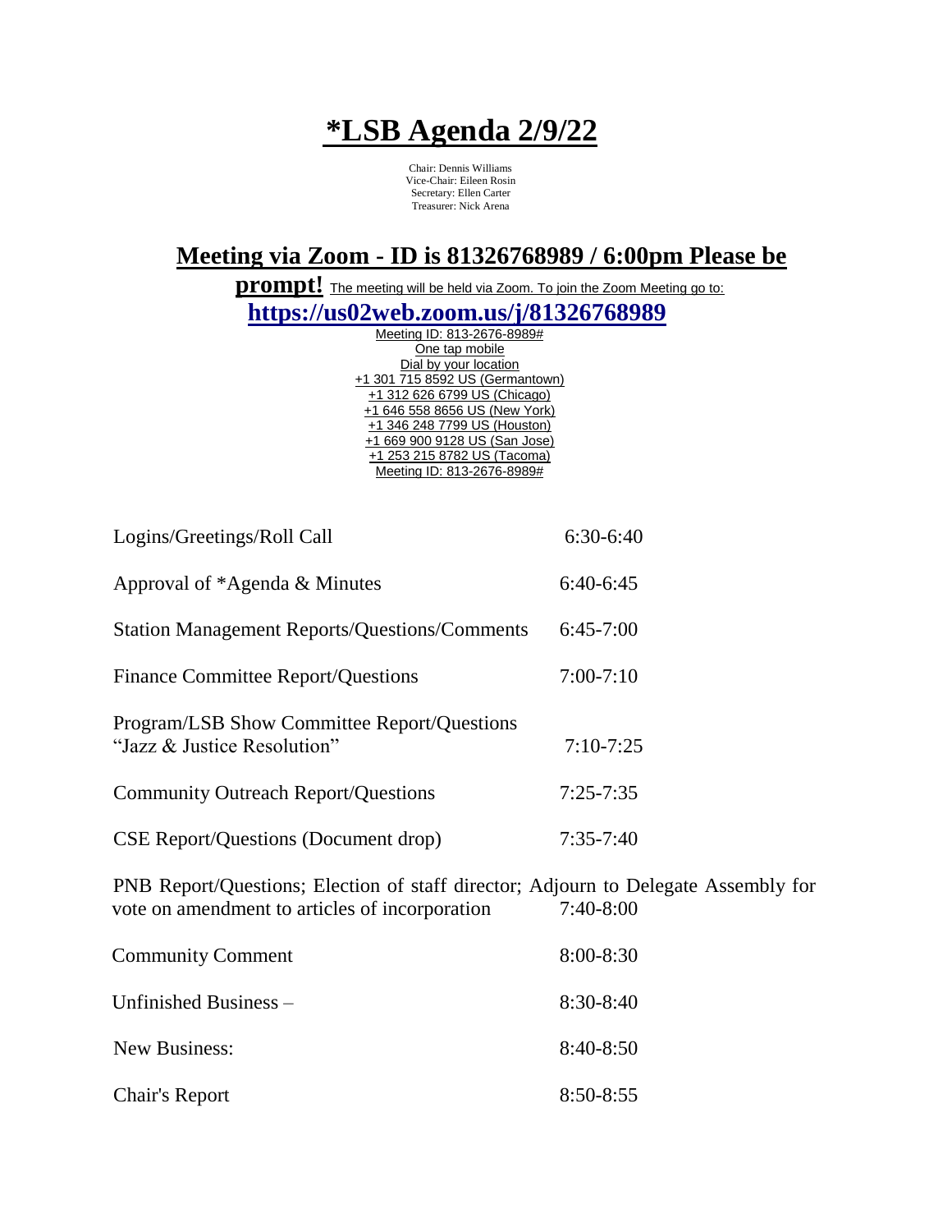# *LSB Agenda 2/9/22

Chair: Dennis Williams
Vice-Chair: Eileen Rosin
Secretary: Ellen Carter
Treasurer: Nick Arena

## Meeting via Zoom - ID is 81326768989 / 6:00pm Please be prompt!

The meeting will be held via Zoom. To join the Zoom Meeting go to:

**https://us02web.zoom.us/j/81326768989**

Meeting ID: 813-2676-8989#
One tap mobile
Dial by your location
+1 301 715 8592 US (Germantown)
+1 312 626 6799 US (Chicago)
+1 646 558 8656 US (New York)
+1 346 248 7799 US (Houston)
+1 669 900 9128 US (San Jose)
+1 253 215 8782 US (Tacoma)
Meeting ID: 813-2676-8989#

| Item | Time |
| --- | --- |
| Logins/Greetings/Roll Call | 6:30-6:40 |
| Approval of *Agenda & Minutes | 6:40-6:45 |
| Station Management Reports/Questions/Comments | 6:45-7:00 |
| Finance Committee Report/Questions | 7:00-7:10 |
| Program/LSB Show Committee Report/Questions "Jazz & Justice Resolution" | 7:10-7:25 |
| Community Outreach Report/Questions | 7:25-7:35 |
| CSE Report/Questions (Document drop) | 7:35-7:40 |
| PNB Report/Questions; Election of staff director; Adjourn to Delegate Assembly for vote on amendment to articles of incorporation | 7:40-8:00 |
| Community Comment | 8:00-8:30 |
| Unfinished Business – | 8:30-8:40 |
| New Business: | 8:40-8:50 |
| Chair's Report | 8:50-8:55 |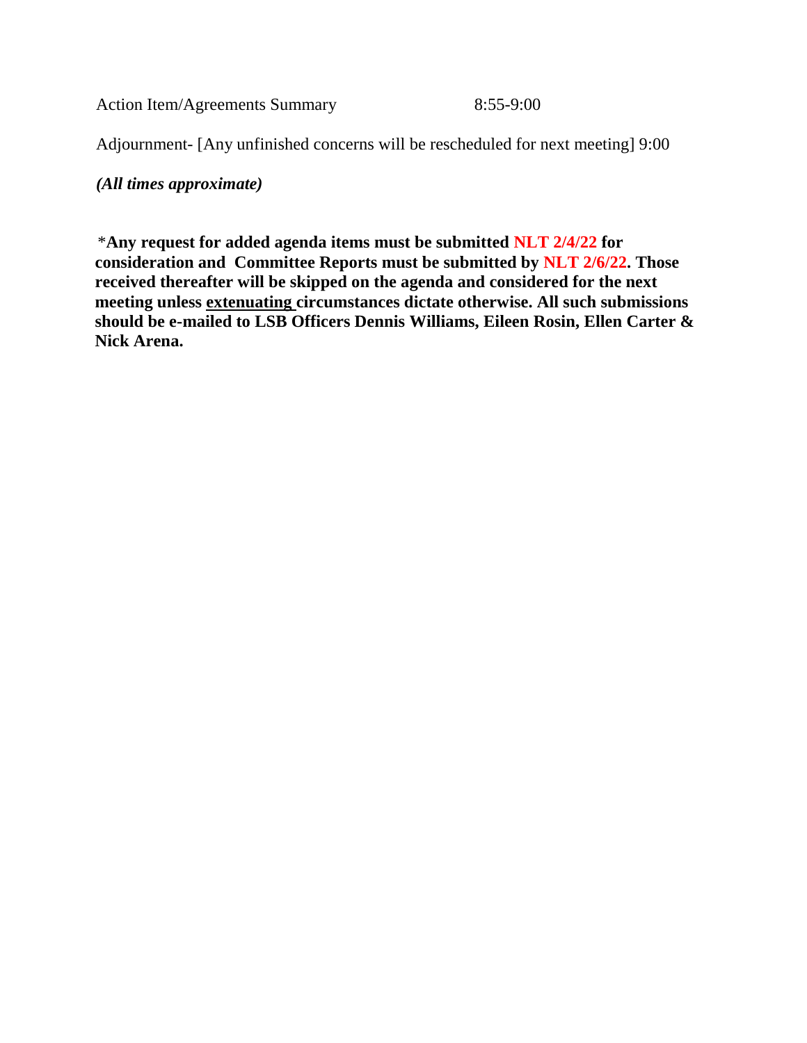Action Item/Agreements Summary 8:55-9:00

Adjournment- [Any unfinished concerns will be rescheduled for next meeting] 9:00

***(All times approximate)***

*​**Any request for added agenda items must be submitted NLT 2/4/22 for consideration and Committee Reports must be submitted by NLT 2/6/22. Those received thereafter will be skipped on the agenda and considered for the next meeting unless extenuating circumstances dictate otherwise. All such submissions should be e-mailed to LSB Officers Dennis Williams, Eileen Rosin, Ellen Carter & Nick Arena.**